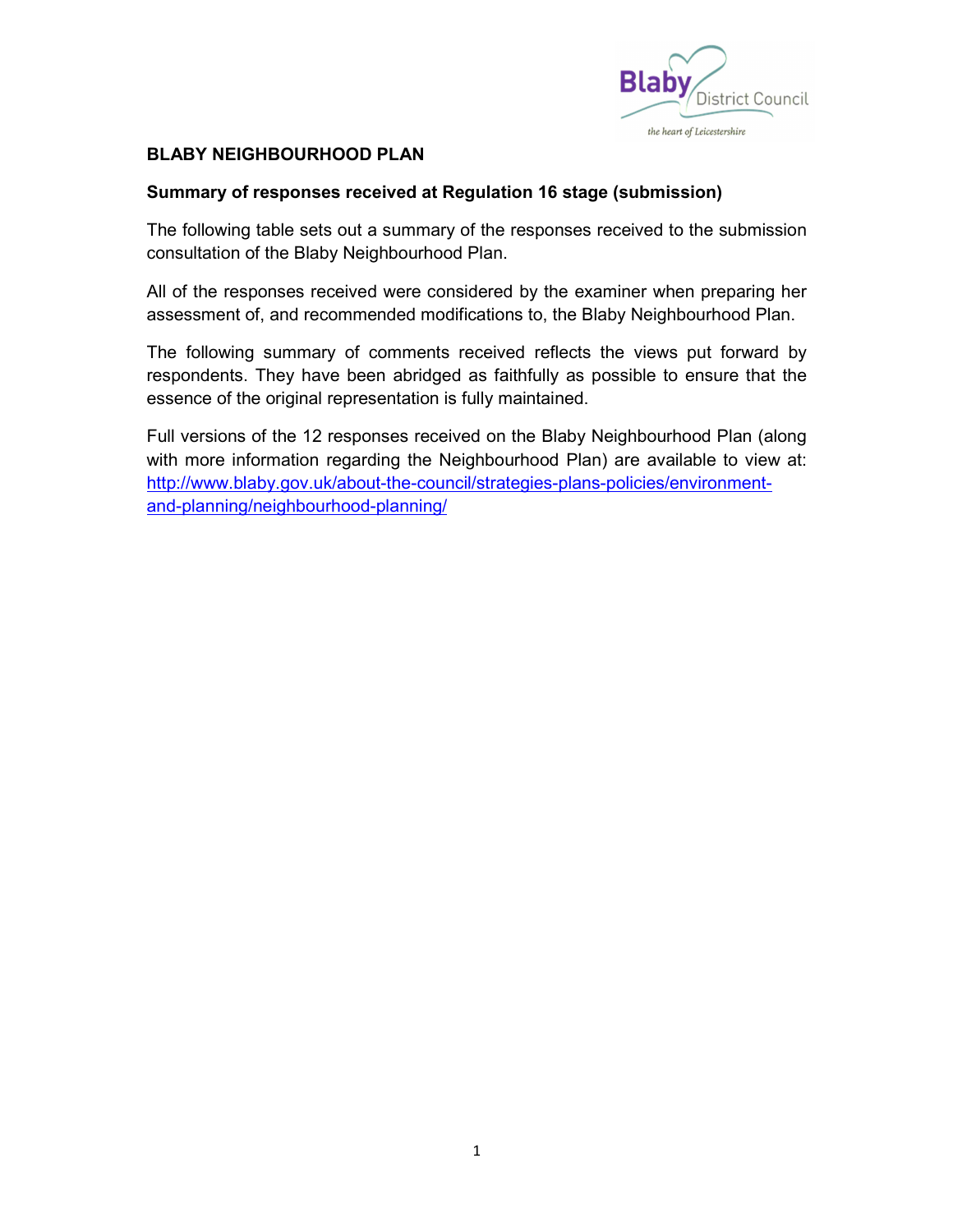**BLABY NEIGHBOURHOOD PLAN**

**Summary of responses received at Regulation 16 stage (submission)**

The following table sets out a summary of the responses received to the submission consultation of the Blaby Neighbourhood Plan.

All of the responses received were considered by the examiner when preparing her assessment of, and recommended modifications to, the Blaby Neighbourhood Plan.

The following summary of comments received reflects the views put forward by respondents. They have been abridged as faithfully as possible to ensure that the essence of the original representation is fully maintained.

Full versions of the 12 responses received on the Blaby Neighbourhood Plan (along with more information regarding the Neighbourhood Plan) are available to view at: [http://www.blaby.gov.uk/about-the-council/strategies-plans-policies/environment-and-planning/neighbourhood-planning/](http://www.blaby.gov.uk/about-the-council/strategies-plans-policies/environment-and-planning/neighbourhood-planning/)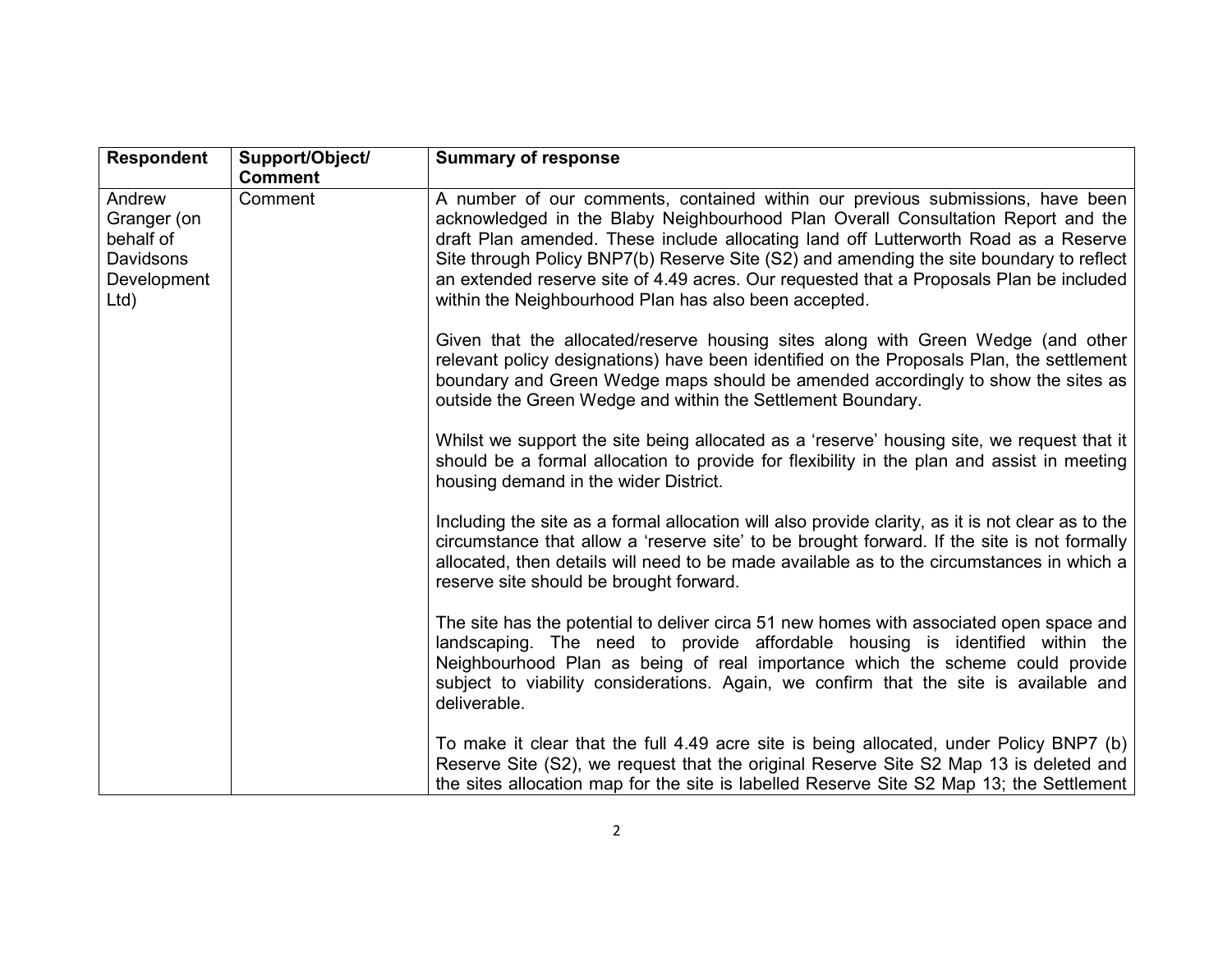| Respondent | Support/Object/ Comment | Summary of response |
|---|---|---|
| Andrew Granger (on behalf of Davidsons Development Ltd) | Comment | A number of our comments, contained within our previous submissions, have been acknowledged in the Blaby Neighbourhood Plan Overall Consultation Report and the draft Plan amended. These include allocating land off Lutterworth Road as a Reserve Site through Policy BNP7(b) Reserve Site (S2) and amending the site boundary to reflect an extended reserve site of 4.49 acres. Our requested that a Proposals Plan be included within the Neighbourhood Plan has also been accepted.<br><br>Given that the allocated/reserve housing sites along with Green Wedge (and other relevant policy designations) have been identified on the Proposals Plan, the settlement boundary and Green Wedge maps should be amended accordingly to show the sites as outside the Green Wedge and within the Settlement Boundary.<br><br>Whilst we support the site being allocated as a 'reserve' housing site, we request that it should be a formal allocation to provide for flexibility in the plan and assist in meeting housing demand in the wider District.<br><br>Including the site as a formal allocation will also provide clarity, as it is not clear as to the circumstance that allow a 'reserve site' to be brought forward. If the site is not formally allocated, then details will need to be made available as to the circumstances in which a reserve site should be brought forward.<br><br>The site has the potential to deliver circa 51 new homes with associated open space and landscaping. The need to provide affordable housing is identified within the Neighbourhood Plan as being of real importance which the scheme could provide subject to viability considerations. Again, we confirm that the site is available and deliverable.<br><br>To make it clear that the full 4.49 acre site is being allocated, under Policy BNP7 (b) Reserve Site (S2), we request that the original Reserve Site S2 Map 13 is deleted and the sites allocation map for the site is labelled Reserve Site S2 Map 13; the Settlement |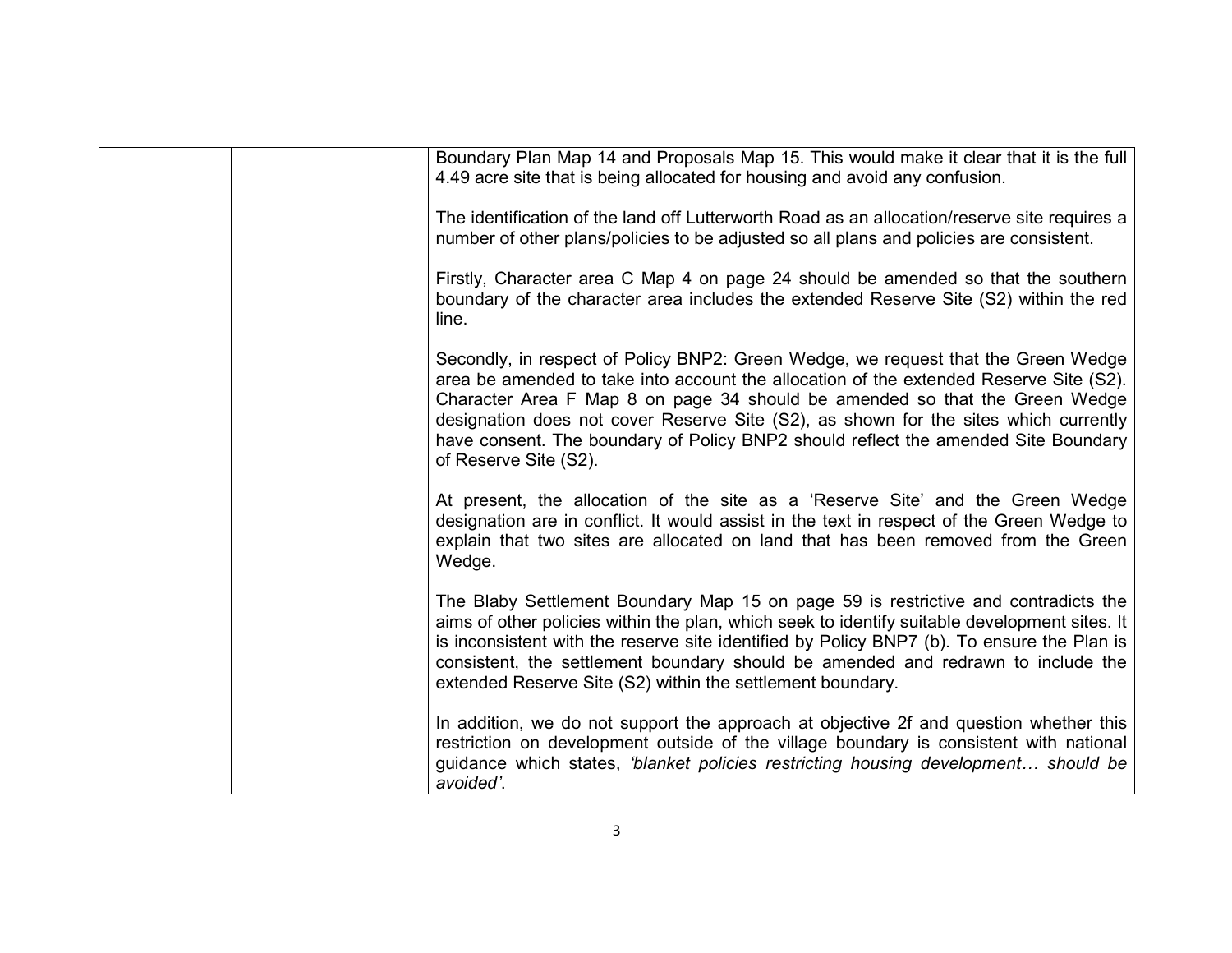| | | |
|---|---|---|
| | | Boundary Plan Map 14 and Proposals Map 15. This would make it clear that it is the full 4.49 acre site that is being allocated for housing and avoid any confusion.<br><br>The identification of the land off Lutterworth Road as an allocation/reserve site requires a number of other plans/policies to be adjusted so all plans and policies are consistent.<br><br>Firstly, Character area C Map 4 on page 24 should be amended so that the southern boundary of the character area includes the extended Reserve Site (S2) within the red line.<br><br>Secondly, in respect of Policy BNP2: Green Wedge, we request that the Green Wedge area be amended to take into account the allocation of the extended Reserve Site (S2). Character Area F Map 8 on page 34 should be amended so that the Green Wedge designation does not cover Reserve Site (S2), as shown for the sites which currently have consent. The boundary of Policy BNP2 should reflect the amended Site Boundary of Reserve Site (S2).<br><br>At present, the allocation of the site as a 'Reserve Site' and the Green Wedge designation are in conflict. It would assist in the text in respect of the Green Wedge to explain that two sites are allocated on land that has been removed from the Green Wedge.<br><br>The Blaby Settlement Boundary Map 15 on page 59 is restrictive and contradicts the aims of other policies within the plan, which seek to identify suitable development sites. It is inconsistent with the reserve site identified by Policy BNP7 (b). To ensure the Plan is consistent, the settlement boundary should be amended and redrawn to include the extended Reserve Site (S2) within the settlement boundary.<br><br>In addition, we do not support the approach at objective 2f and question whether this restriction on development outside of the village boundary is consistent with national guidance which states, *'blanket policies restricting housing development… should be avoided'*. |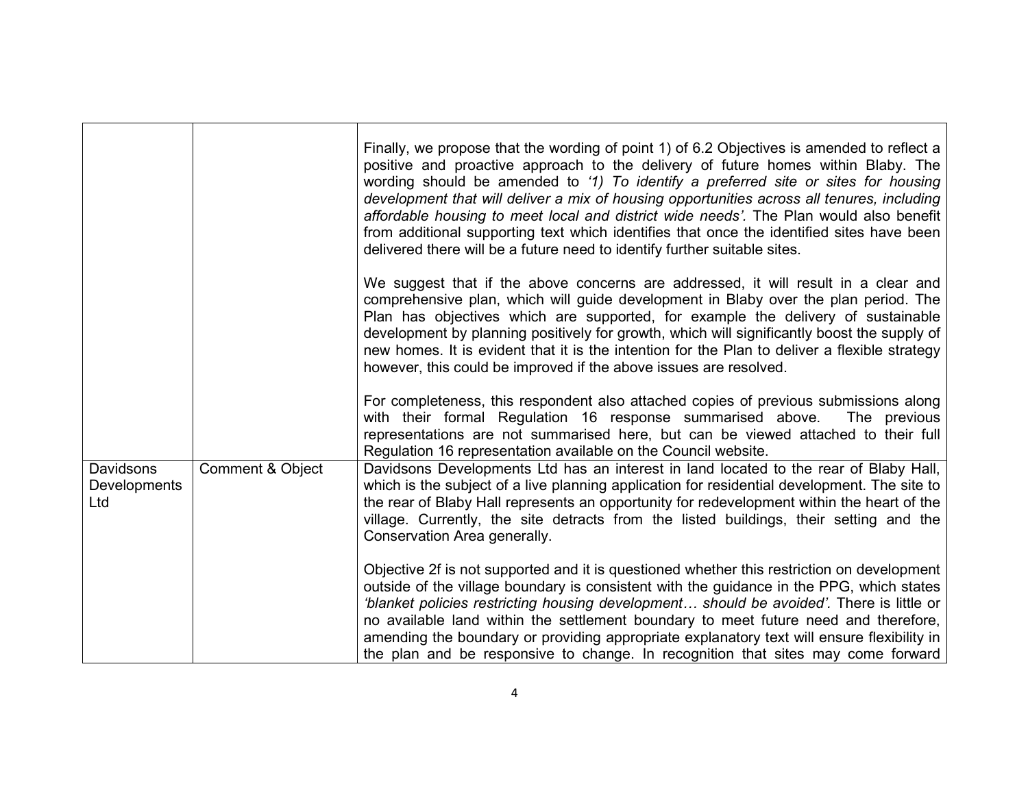| | | |
|---|---|---|
| | | Finally, we propose that the wording of point 1) of 6.2 Objectives is amended to reflect a positive and proactive approach to the delivery of future homes within Blaby. The wording should be amended to *'1) To identify a preferred site or sites for housing development that will deliver a mix of housing opportunities across all tenures, including affordable housing to meet local and district wide needs'.* The Plan would also benefit from additional supporting text which identifies that once the identified sites have been delivered there will be a future need to identify further suitable sites.<br><br>We suggest that if the above concerns are addressed, it will result in a clear and comprehensive plan, which will guide development in Blaby over the plan period. The Plan has objectives which are supported, for example the delivery of sustainable development by planning positively for growth, which will significantly boost the supply of new homes. It is evident that it is the intention for the Plan to deliver a flexible strategy however, this could be improved if the above issues are resolved.<br><br>For completeness, this respondent also attached copies of previous submissions along with their formal Regulation 16 response summarised above. The previous representations are not summarised here, but can be viewed attached to their full Regulation 16 representation available on the Council website. |
| Davidsons Developments Ltd | Comment & Object | Davidsons Developments Ltd has an interest in land located to the rear of Blaby Hall, which is the subject of a live planning application for residential development. The site to the rear of Blaby Hall represents an opportunity for redevelopment within the heart of the village. Currently, the site detracts from the listed buildings, their setting and the Conservation Area generally.<br><br>Objective 2f is not supported and it is questioned whether this restriction on development outside of the village boundary is consistent with the guidance in the PPG, which states *'blanket policies restricting housing development… should be avoided'.* There is little or no available land within the settlement boundary to meet future need and therefore, amending the boundary or providing appropriate explanatory text will ensure flexibility in the plan and be responsive to change. In recognition that sites may come forward |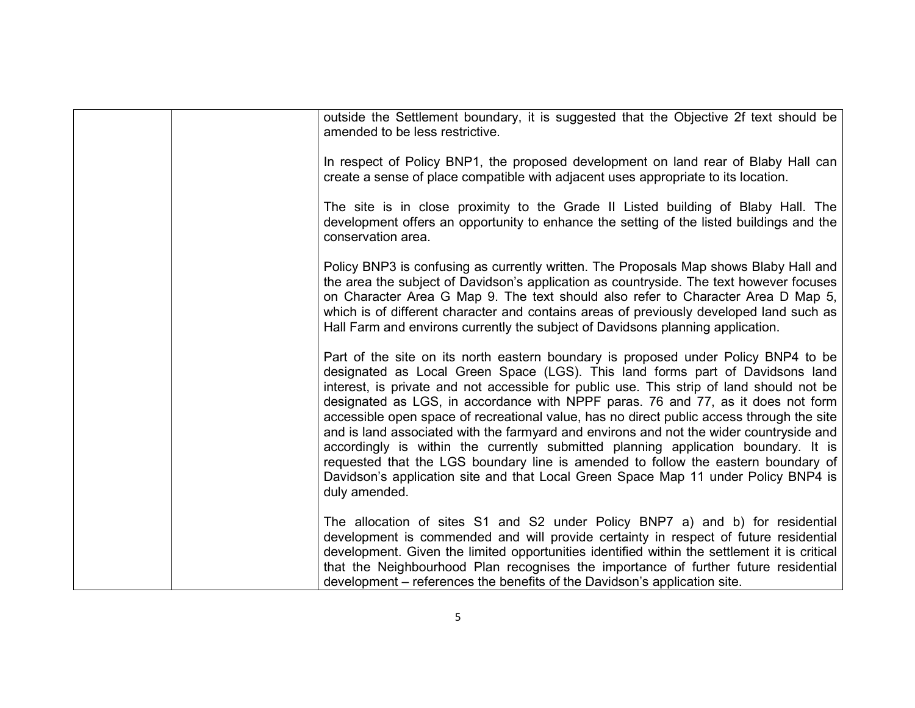|  |  |  |
|---|---|---|
|  |  | outside the Settlement boundary, it is suggested that the Objective 2f text should be amended to be less restrictive.<br><br>In respect of Policy BNP1, the proposed development on land rear of Blaby Hall can create a sense of place compatible with adjacent uses appropriate to its location.<br><br>The site is in close proximity to the Grade II Listed building of Blaby Hall. The development offers an opportunity to enhance the setting of the listed buildings and the conservation area.<br><br>Policy BNP3 is confusing as currently written. The Proposals Map shows Blaby Hall and the area the subject of Davidson's application as countryside. The text however focuses on Character Area G Map 9. The text should also refer to Character Area D Map 5, which is of different character and contains areas of previously developed land such as Hall Farm and environs currently the subject of Davidsons planning application.<br><br>Part of the site on its north eastern boundary is proposed under Policy BNP4 to be designated as Local Green Space (LGS). This land forms part of Davidsons land interest, is private and not accessible for public use. This strip of land should not be designated as LGS, in accordance with NPPF paras. 76 and 77, as it does not form accessible open space of recreational value, has no direct public access through the site and is land associated with the farmyard and environs and not the wider countryside and accordingly is within the currently submitted planning application boundary. It is requested that the LGS boundary line is amended to follow the eastern boundary of Davidson's application site and that Local Green Space Map 11 under Policy BNP4 is duly amended.<br><br>The allocation of sites S1 and S2 under Policy BNP7 a) and b) for residential development is commended and will provide certainty in respect of future residential development. Given the limited opportunities identified within the settlement it is critical that the Neighbourhood Plan recognises the importance of further future residential development – references the benefits of the Davidson's application site. |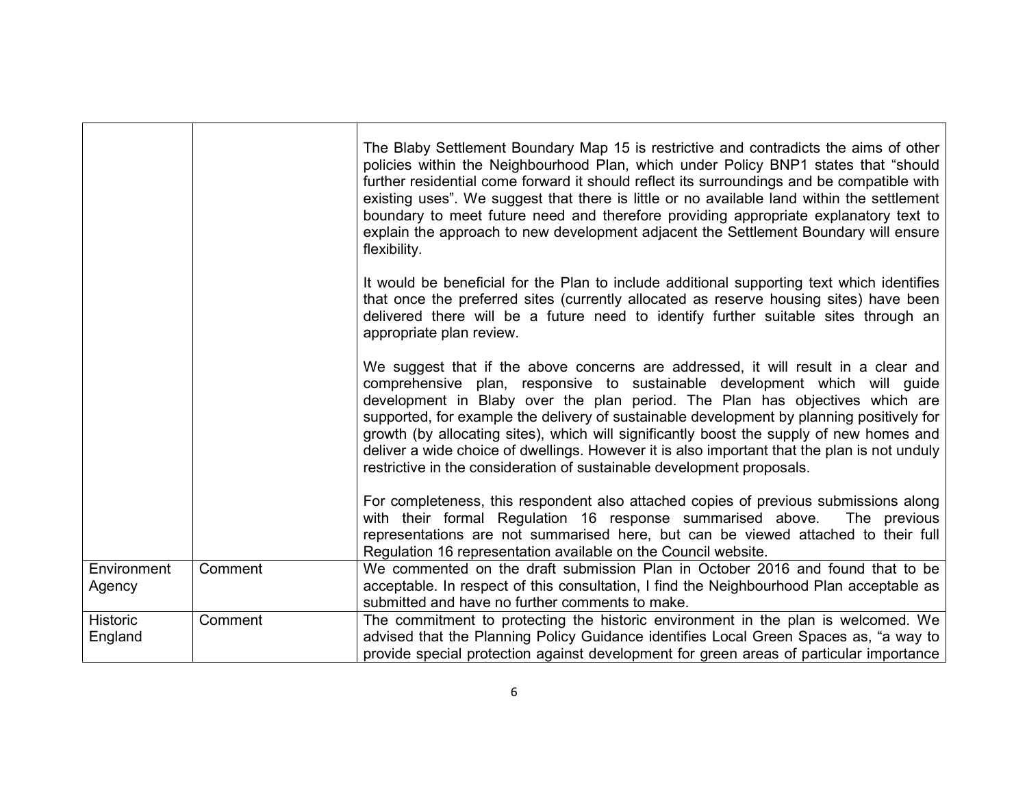| | | |
|---|---|---|
| | | The Blaby Settlement Boundary Map 15 is restrictive and contradicts the aims of other policies within the Neighbourhood Plan, which under Policy BNP1 states that "should further residential come forward it should reflect its surroundings and be compatible with existing uses". We suggest that there is little or no available land within the settlement boundary to meet future need and therefore providing appropriate explanatory text to explain the approach to new development adjacent the Settlement Boundary will ensure flexibility.<br><br>It would be beneficial for the Plan to include additional supporting text which identifies that once the preferred sites (currently allocated as reserve housing sites) have been delivered there will be a future need to identify further suitable sites through an appropriate plan review.<br><br>We suggest that if the above concerns are addressed, it will result in a clear and comprehensive plan, responsive to sustainable development which will guide development in Blaby over the plan period. The Plan has objectives which are supported, for example the delivery of sustainable development by planning positively for growth (by allocating sites), which will significantly boost the supply of new homes and deliver a wide choice of dwellings. However it is also important that the plan is not unduly restrictive in the consideration of sustainable development proposals.<br><br>For completeness, this respondent also attached copies of previous submissions along with their formal Regulation 16 response summarised above. The previous representations are not summarised here, but can be viewed attached to their full Regulation 16 representation available on the Council website. |
| Environment Agency | Comment | We commented on the draft submission Plan in October 2016 and found that to be acceptable. In respect of this consultation, I find the Neighbourhood Plan acceptable as submitted and have no further comments to make. |
| Historic England | Comment | The commitment to protecting the historic environment in the plan is welcomed. We advised that the Planning Policy Guidance identifies Local Green Spaces as, "a way to provide special protection against development for green areas of particular importance |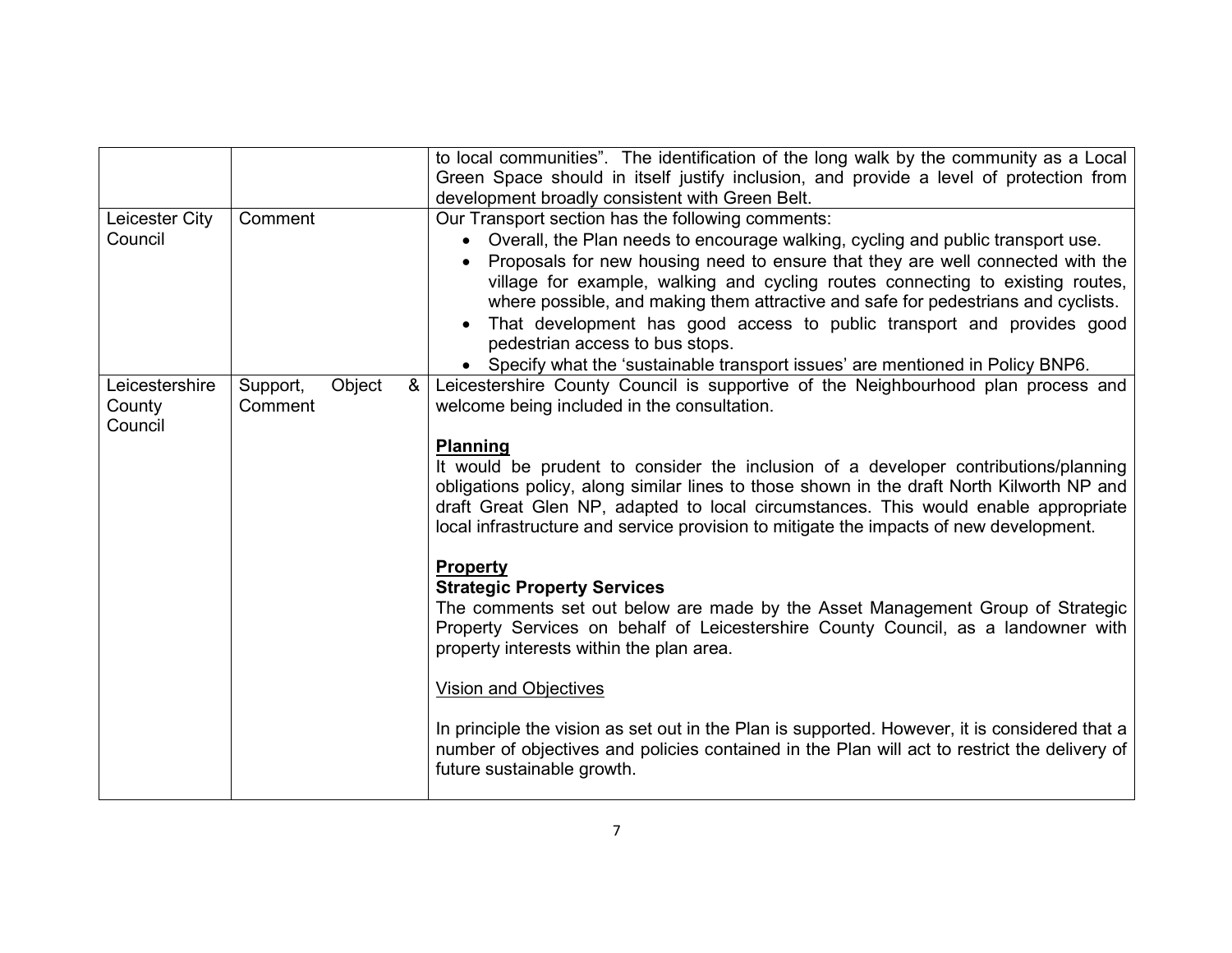| | | |
|---|---|---|
| | | to local communities". The identification of the long walk by the community as a Local Green Space should in itself justify inclusion, and provide a level of protection from development broadly consistent with Green Belt. |
| Leicester City Council | Comment | Our Transport section has the following comments:<br>• Overall, the Plan needs to encourage walking, cycling and public transport use.<br>• Proposals for new housing need to ensure that they are well connected with the village for example, walking and cycling routes connecting to existing routes, where possible, and making them attractive and safe for pedestrians and cyclists.<br>• That development has good access to public transport and provides good pedestrian access to bus stops.<br>• Specify what the 'sustainable transport issues' are mentioned in Policy BNP6. |
| Leicestershire County Council | Support, Object & Comment | Leicestershire County Council is supportive of the Neighbourhood plan process and welcome being included in the consultation.<br><br>**<u>Planning</u>**<br>It would be prudent to consider the inclusion of a developer contributions/planning obligations policy, along similar lines to those shown in the draft North Kilworth NP and draft Great Glen NP, adapted to local circumstances. This would enable appropriate local infrastructure and service provision to mitigate the impacts of new development.<br><br>**<u>Property</u>**<br>**Strategic Property Services**<br>The comments set out below are made by the Asset Management Group of Strategic Property Services on behalf of Leicestershire County Council, as a landowner with property interests within the plan area.<br><br><u>Vision and Objectives</u><br><br>In principle the vision as set out in the Plan is supported. However, it is considered that a number of objectives and policies contained in the Plan will act to restrict the delivery of future sustainable growth. |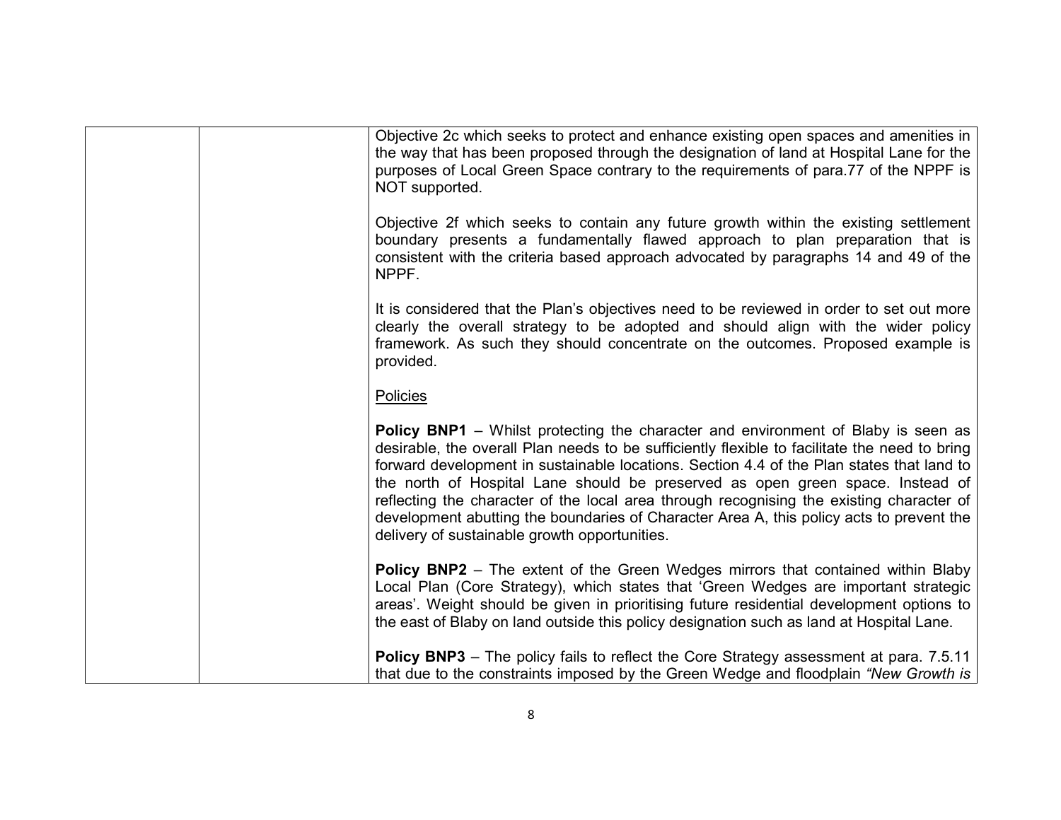| | | |
|---|---|---|
| | | Objective 2c which seeks to protect and enhance existing open spaces and amenities in the way that has been proposed through the designation of land at Hospital Lane for the purposes of Local Green Space contrary to the requirements of para.77 of the NPPF is NOT supported.<br><br>Objective 2f which seeks to contain any future growth within the existing settlement boundary presents a fundamentally flawed approach to plan preparation that is consistent with the criteria based approach advocated by paragraphs 14 and 49 of the NPPF.<br><br>It is considered that the Plan's objectives need to be reviewed in order to set out more clearly the overall strategy to be adopted and should align with the wider policy framework. As such they should concentrate on the outcomes. Proposed example is provided.<br><br><u>Policies</u><br><br>**Policy BNP1** – Whilst protecting the character and environment of Blaby is seen as desirable, the overall Plan needs to be sufficiently flexible to facilitate the need to bring forward development in sustainable locations. Section 4.4 of the Plan states that land to the north of Hospital Lane should be preserved as open green space. Instead of reflecting the character of the local area through recognising the existing character of development abutting the boundaries of Character Area A, this policy acts to prevent the delivery of sustainable growth opportunities.<br><br>**Policy BNP2** – The extent of the Green Wedges mirrors that contained within Blaby Local Plan (Core Strategy), which states that 'Green Wedges are important strategic areas'. Weight should be given in prioritising future residential development options to the east of Blaby on land outside this policy designation such as land at Hospital Lane.<br><br>**Policy BNP3** – The policy fails to reflect the Core Strategy assessment at para. 7.5.11 that due to the constraints imposed by the Green Wedge and floodplain *"New Growth is* |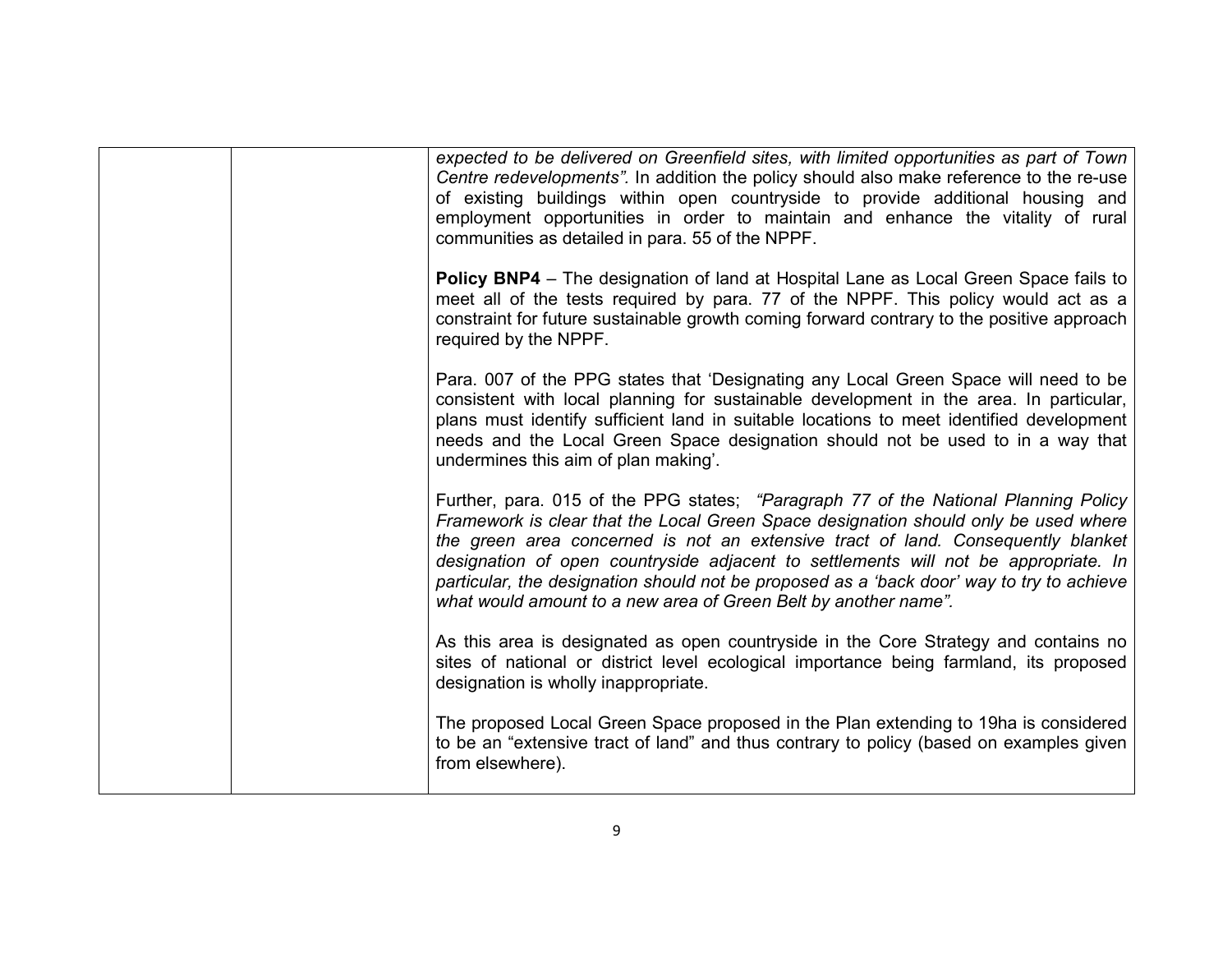|  |  | *expected to be delivered on Greenfield sites, with limited opportunities as part of Town Centre redevelopments".* In addition the policy should also make reference to the re-use of existing buildings within open countryside to provide additional housing and employment opportunities in order to maintain and enhance the vitality of rural communities as detailed in para. 55 of the NPPF.<br><br>**Policy BNP4** – The designation of land at Hospital Lane as Local Green Space fails to meet all of the tests required by para. 77 of the NPPF. This policy would act as a constraint for future sustainable growth coming forward contrary to the positive approach required by the NPPF.<br><br>Para. 007 of the PPG states that 'Designating any Local Green Space will need to be consistent with local planning for sustainable development in the area. In particular, plans must identify sufficient land in suitable locations to meet identified development needs and the Local Green Space designation should not be used to in a way that undermines this aim of plan making'.<br><br>Further, para. 015 of the PPG states; *"Paragraph 77 of the National Planning Policy Framework is clear that the Local Green Space designation should only be used where the green area concerned is not an extensive tract of land. Consequently blanket designation of open countryside adjacent to settlements will not be appropriate. In particular, the designation should not be proposed as a 'back door' way to try to achieve what would amount to a new area of Green Belt by another name".*<br><br>As this area is designated as open countryside in the Core Strategy and contains no sites of national or district level ecological importance being farmland, its proposed designation is wholly inappropriate.<br><br>The proposed Local Green Space proposed in the Plan extending to 19ha is considered to be an "extensive tract of land" and thus contrary to policy (based on examples given from elsewhere). |
|---|---|---|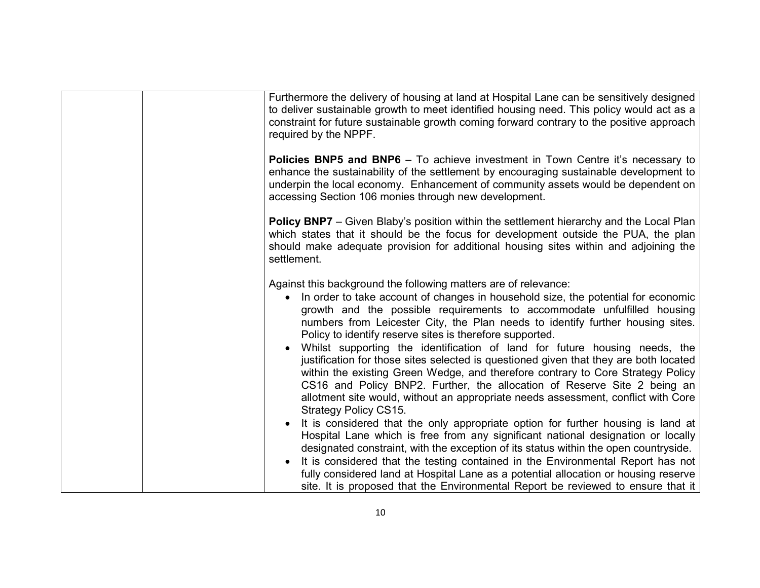| | | |
|---|---|---|
| | | Furthermore the delivery of housing at land at Hospital Lane can be sensitively designed to deliver sustainable growth to meet identified housing need. This policy would act as a constraint for future sustainable growth coming forward contrary to the positive approach required by the NPPF.<br><br>**Policies BNP5 and BNP6** – To achieve investment in Town Centre it's necessary to enhance the sustainability of the settlement by encouraging sustainable development to underpin the local economy. Enhancement of community assets would be dependent on accessing Section 106 monies through new development.<br><br>**Policy BNP7** – Given Blaby's position within the settlement hierarchy and the Local Plan which states that it should be the focus for development outside the PUA, the plan should make adequate provision for additional housing sites within and adjoining the settlement.<br><br>Against this background the following matters are of relevance:<br>• In order to take account of changes in household size, the potential for economic growth and the possible requirements to accommodate unfulfilled housing numbers from Leicester City, the Plan needs to identify further housing sites. Policy to identify reserve sites is therefore supported.<br>• Whilst supporting the identification of land for future housing needs, the justification for those sites selected is questioned given that they are both located within the existing Green Wedge, and therefore contrary to Core Strategy Policy CS16 and Policy BNP2. Further, the allocation of Reserve Site 2 being an allotment site would, without an appropriate needs assessment, conflict with Core Strategy Policy CS15.<br>• It is considered that the only appropriate option for further housing is land at Hospital Lane which is free from any significant national designation or locally designated constraint, with the exception of its status within the open countryside.<br>• It is considered that the testing contained in the Environmental Report has not fully considered land at Hospital Lane as a potential allocation or housing reserve site. It is proposed that the Environmental Report be reviewed to ensure that it |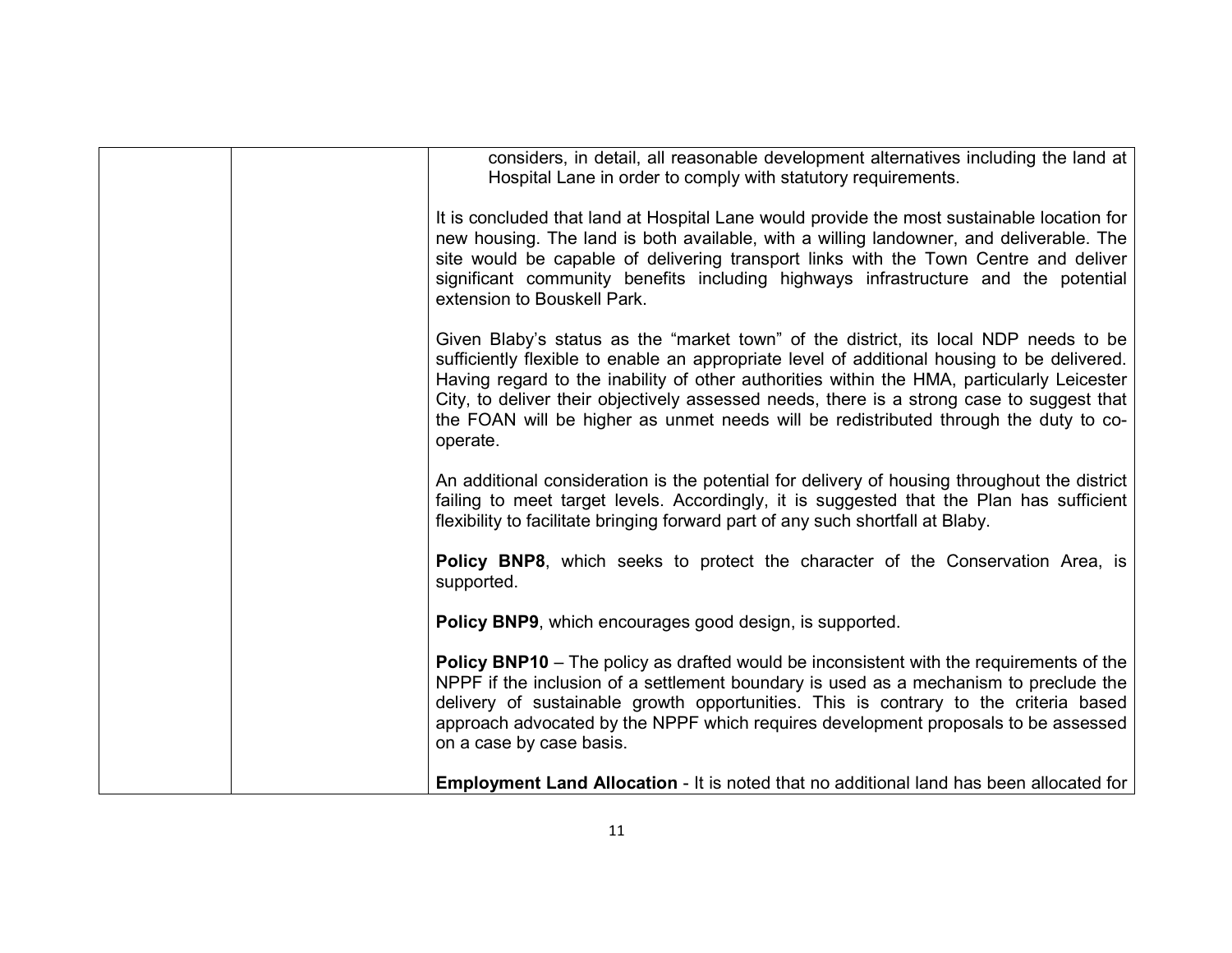| | | |
|---|---|---|
| | | considers, in detail, all reasonable development alternatives including the land at Hospital Lane in order to comply with statutory requirements.<br><br>It is concluded that land at Hospital Lane would provide the most sustainable location for new housing. The land is both available, with a willing landowner, and deliverable. The site would be capable of delivering transport links with the Town Centre and deliver significant community benefits including highways infrastructure and the potential extension to Bouskell Park.<br><br>Given Blaby's status as the "market town" of the district, its local NDP needs to be sufficiently flexible to enable an appropriate level of additional housing to be delivered. Having regard to the inability of other authorities within the HMA, particularly Leicester City, to deliver their objectively assessed needs, there is a strong case to suggest that the FOAN will be higher as unmet needs will be redistributed through the duty to co-operate.<br><br>An additional consideration is the potential for delivery of housing throughout the district failing to meet target levels. Accordingly, it is suggested that the Plan has sufficient flexibility to facilitate bringing forward part of any such shortfall at Blaby.<br><br>**Policy BNP8**, which seeks to protect the character of the Conservation Area, is supported.<br><br>**Policy BNP9**, which encourages good design, is supported.<br><br>**Policy BNP10** – The policy as drafted would be inconsistent with the requirements of the NPPF if the inclusion of a settlement boundary is used as a mechanism to preclude the delivery of sustainable growth opportunities. This is contrary to the criteria based approach advocated by the NPPF which requires development proposals to be assessed on a case by case basis.<br><br>**Employment Land Allocation** - It is noted that no additional land has been allocated for |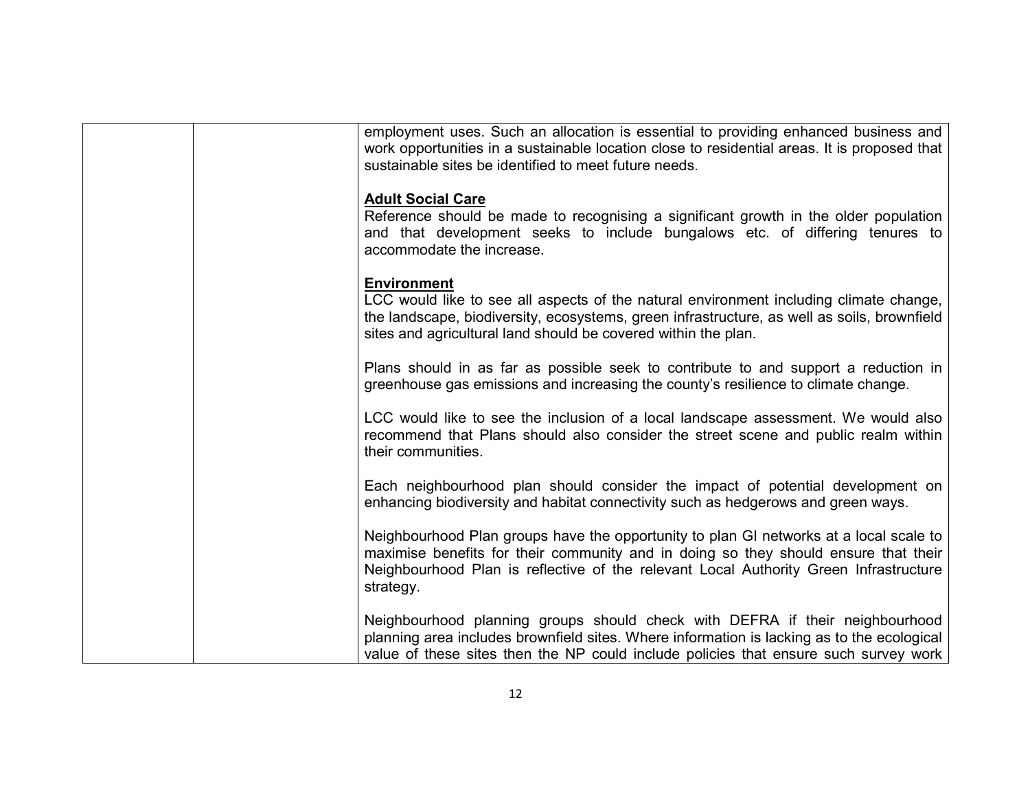| | | employment uses. Such an allocation is essential to providing enhanced business and work opportunities in a sustainable location close to residential areas. It is proposed that sustainable sites be identified to meet future needs.<br><br>**Adult Social Care**<br>Reference should be made to recognising a significant growth in the older population and that development seeks to include bungalows etc. of differing tenures to accommodate the increase.<br><br>**Environment**<br>LCC would like to see all aspects of the natural environment including climate change, the landscape, biodiversity, ecosystems, green infrastructure, as well as soils, brownfield sites and agricultural land should be covered within the plan.<br><br>Plans should in as far as possible seek to contribute to and support a reduction in greenhouse gas emissions and increasing the county's resilience to climate change.<br><br>LCC would like to see the inclusion of a local landscape assessment. We would also recommend that Plans should also consider the street scene and public realm within their communities.<br><br>Each neighbourhood plan should consider the impact of potential development on enhancing biodiversity and habitat connectivity such as hedgerows and green ways.<br><br>Neighbourhood Plan groups have the opportunity to plan GI networks at a local scale to maximise benefits for their community and in doing so they should ensure that their Neighbourhood Plan is reflective of the relevant Local Authority Green Infrastructure strategy.<br><br>Neighbourhood planning groups should check with DEFRA if their neighbourhood planning area includes brownfield sites. Where information is lacking as to the ecological value of these sites then the NP could include policies that ensure such survey work |
|---|---|---|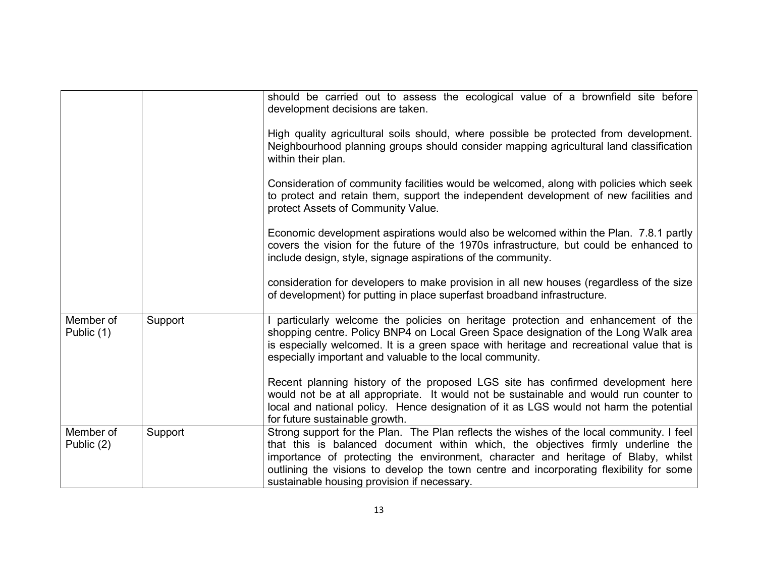| | | |
|---|---|---|
| | | should be carried out to assess the ecological value of a brownfield site before development decisions are taken.<br><br>High quality agricultural soils should, where possible be protected from development. Neighbourhood planning groups should consider mapping agricultural land classification within their plan.<br><br>Consideration of community facilities would be welcomed, along with policies which seek to protect and retain them, support the independent development of new facilities and protect Assets of Community Value.<br><br>Economic development aspirations would also be welcomed within the Plan. 7.8.1 partly covers the vision for the future of the 1970s infrastructure, but could be enhanced to include design, style, signage aspirations of the community.<br><br>consideration for developers to make provision in all new houses (regardless of the size of development) for putting in place superfast broadband infrastructure. |
| Member of Public (1) | Support | I particularly welcome the policies on heritage protection and enhancement of the shopping centre. Policy BNP4 on Local Green Space designation of the Long Walk area is especially welcomed. It is a green space with heritage and recreational value that is especially important and valuable to the local community.<br><br>Recent planning history of the proposed LGS site has confirmed development here would not be at all appropriate. It would not be sustainable and would run counter to local and national policy. Hence designation of it as LGS would not harm the potential for future sustainable growth. |
| Member of Public (2) | Support | Strong support for the Plan. The Plan reflects the wishes of the local community. I feel that this is balanced document within which, the objectives firmly underline the importance of protecting the environment, character and heritage of Blaby, whilst outlining the visions to develop the town centre and incorporating flexibility for some sustainable housing provision if necessary. |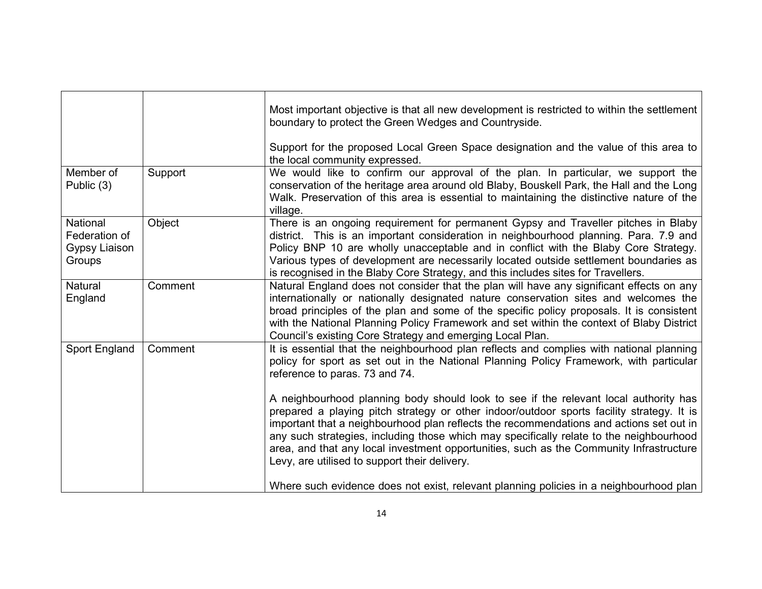| | | |
|---|---|---|
| | | Most important objective is that all new development is restricted to within the settlement boundary to protect the Green Wedges and Countryside.<br><br>Support for the proposed Local Green Space designation and the value of this area to the local community expressed. |
| Member of Public (3) | Support | We would like to confirm our approval of the plan. In particular, we support the conservation of the heritage area around old Blaby, Bouskell Park, the Hall and the Long Walk. Preservation of this area is essential to maintaining the distinctive nature of the village. |
| National Federation of Gypsy Liaison Groups | Object | There is an ongoing requirement for permanent Gypsy and Traveller pitches in Blaby district. This is an important consideration in neighbourhood planning. Para. 7.9 and Policy BNP 10 are wholly unacceptable and in conflict with the Blaby Core Strategy. Various types of development are necessarily located outside settlement boundaries as is recognised in the Blaby Core Strategy, and this includes sites for Travellers. |
| Natural England | Comment | Natural England does not consider that the plan will have any significant effects on any internationally or nationally designated nature conservation sites and welcomes the broad principles of the plan and some of the specific policy proposals. It is consistent with the National Planning Policy Framework and set within the context of Blaby District Council's existing Core Strategy and emerging Local Plan. |
| Sport England | Comment | It is essential that the neighbourhood plan reflects and complies with national planning policy for sport as set out in the National Planning Policy Framework, with particular reference to paras. 73 and 74.<br><br>A neighbourhood planning body should look to see if the relevant local authority has prepared a playing pitch strategy or other indoor/outdoor sports facility strategy. It is important that a neighbourhood plan reflects the recommendations and actions set out in any such strategies, including those which may specifically relate to the neighbourhood area, and that any local investment opportunities, such as the Community Infrastructure Levy, are utilised to support their delivery.<br><br>Where such evidence does not exist, relevant planning policies in a neighbourhood plan |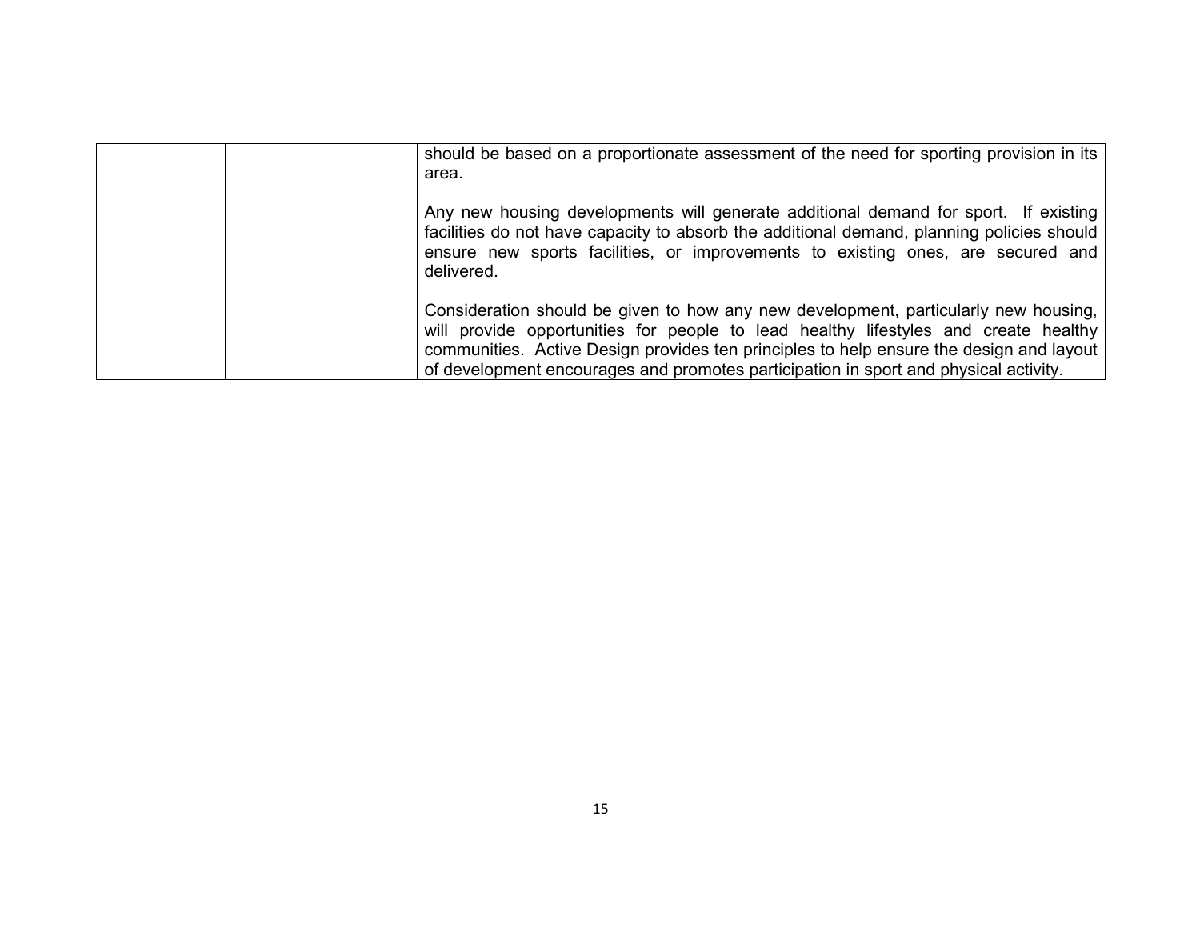| | | |
|---|---|---|
| | | should be based on a proportionate assessment of the need for sporting provision in its area.<br><br>Any new housing developments will generate additional demand for sport. If existing facilities do not have capacity to absorb the additional demand, planning policies should ensure new sports facilities, or improvements to existing ones, are secured and delivered.<br><br>Consideration should be given to how any new development, particularly new housing, will provide opportunities for people to lead healthy lifestyles and create healthy communities. Active Design provides ten principles to help ensure the design and layout of development encourages and promotes participation in sport and physical activity. |